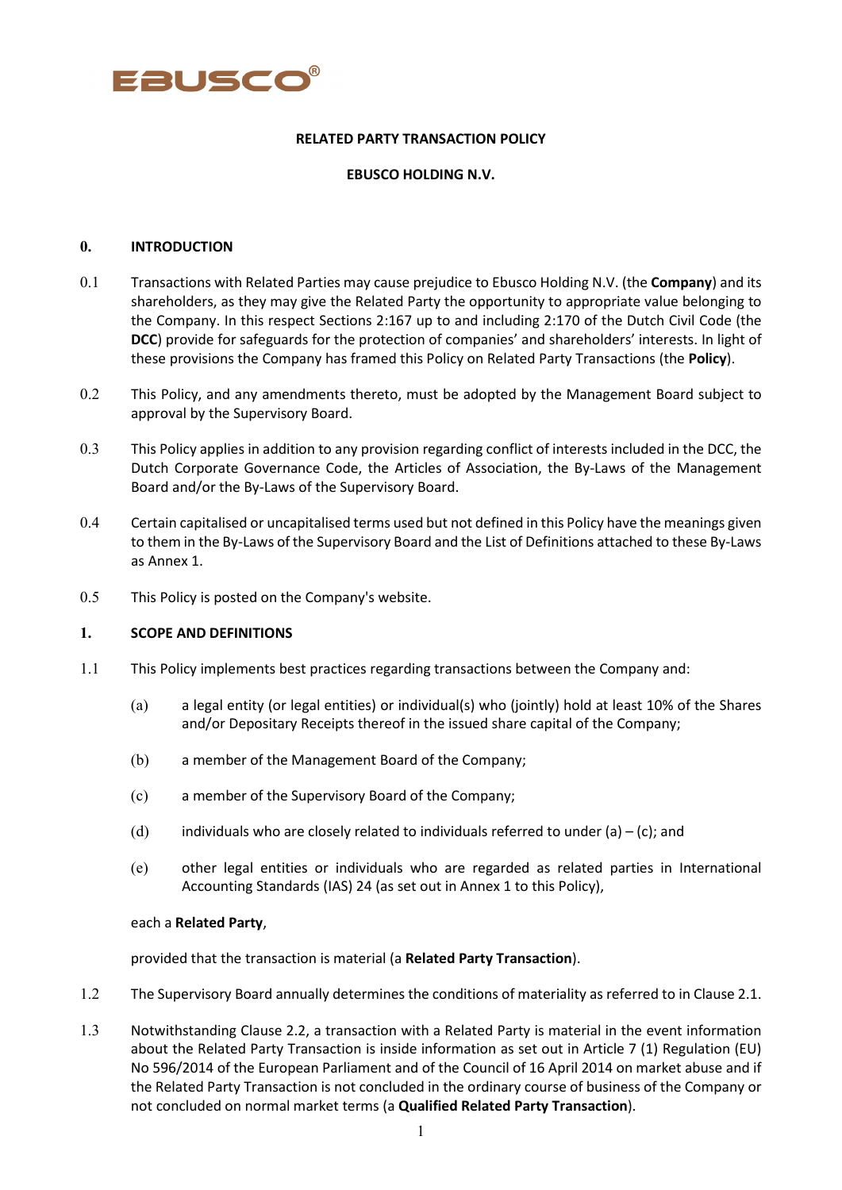# RELATED PARTY TRANSACTION POLICY

## EBUSCO HOLDING N.V.

### 0. INTRODUCTION

0.1 Transactions with Related Parties may cause prejudice to Ebusco Holding N.V. (the **Company**) and its shareholders, as they may give the Related Party the opportunity to appropriate value belonging to the Company. In this respect Sections 2:167 up to and including 2:170 of the Dutch Civil Code (the **DCC**) provide for safeguards for the protection of companies' and shareholders' interests. In light of these provisions the Company has framed this Policy on Related Party Transactions (the **Policy**).

0.2 This Policy, and any amendments thereto, must be adopted by the Management Board subject to approval by the Supervisory Board.

0.3 This Policy applies in addition to any provision regarding conflict of interests included in the DCC, the Dutch Corporate Governance Code, the Articles of Association, the By-Laws of the Management Board and/or the By-Laws of the Supervisory Board.

0.4 Certain capitalised or uncapitalised terms used but not defined in this Policy have the meanings given to them in the By-Laws of the Supervisory Board and the List of Definitions attached to these By-Laws as Annex 1.

0.5 This Policy is posted on the Company's website.

### 1. SCOPE AND DEFINITIONS

1.1 This Policy implements best practices regarding transactions between the Company and:

(a) a legal entity (or legal entities) or individual(s) who (jointly) hold at least 10% of the Shares and/or Depositary Receipts thereof in the issued share capital of the Company;

(b) a member of the Management Board of the Company;

(c) a member of the Supervisory Board of the Company;

(d) individuals who are closely related to individuals referred to under (a) – (c); and

(e) other legal entities or individuals who are regarded as related parties in International Accounting Standards (IAS) 24 (as set out in Annex 1 to this Policy),

each a **Related Party**,

provided that the transaction is material (a **Related Party Transaction**).

1.2 The Supervisory Board annually determines the conditions of materiality as referred to in Clause 2.1.

1.3 Notwithstanding Clause 2.2, a transaction with a Related Party is material in the event information about the Related Party Transaction is inside information as set out in Article 7 (1) Regulation (EU) No 596/2014 of the European Parliament and of the Council of 16 April 2014 on market abuse and if the Related Party Transaction is not concluded in the ordinary course of business of the Company or not concluded on normal market terms (a **Qualified Related Party Transaction**).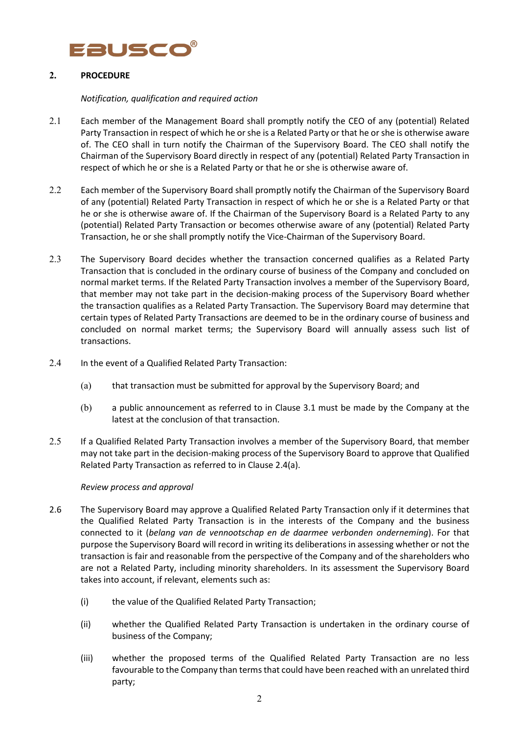## 2. PROCEDURE

*Notification, qualification and required action*

2.1 Each member of the Management Board shall promptly notify the CEO of any (potential) Related Party Transaction in respect of which he or she is a Related Party or that he or she is otherwise aware of. The CEO shall in turn notify the Chairman of the Supervisory Board. The CEO shall notify the Chairman of the Supervisory Board directly in respect of any (potential) Related Party Transaction in respect of which he or she is a Related Party or that he or she is otherwise aware of.

2.2 Each member of the Supervisory Board shall promptly notify the Chairman of the Supervisory Board of any (potential) Related Party Transaction in respect of which he or she is a Related Party or that he or she is otherwise aware of. If the Chairman of the Supervisory Board is a Related Party to any (potential) Related Party Transaction or becomes otherwise aware of any (potential) Related Party Transaction, he or she shall promptly notify the Vice-Chairman of the Supervisory Board.

2.3 The Supervisory Board decides whether the transaction concerned qualifies as a Related Party Transaction that is concluded in the ordinary course of business of the Company and concluded on normal market terms. If the Related Party Transaction involves a member of the Supervisory Board, that member may not take part in the decision-making process of the Supervisory Board whether the transaction qualifies as a Related Party Transaction. The Supervisory Board may determine that certain types of Related Party Transactions are deemed to be in the ordinary course of business and concluded on normal market terms; the Supervisory Board will annually assess such list of transactions.

2.4 In the event of a Qualified Related Party Transaction:

(a) that transaction must be submitted for approval by the Supervisory Board; and

(b) a public announcement as referred to in Clause 3.1 must be made by the Company at the latest at the conclusion of that transaction.

2.5 If a Qualified Related Party Transaction involves a member of the Supervisory Board, that member may not take part in the decision-making process of the Supervisory Board to approve that Qualified Related Party Transaction as referred to in Clause 2.4(a).

*Review process and approval*

2.6 The Supervisory Board may approve a Qualified Related Party Transaction only if it determines that the Qualified Related Party Transaction is in the interests of the Company and the business connected to it (*belang van de vennootschap en de daarmee verbonden onderneming*). For that purpose the Supervisory Board will record in writing its deliberations in assessing whether or not the transaction is fair and reasonable from the perspective of the Company and of the shareholders who are not a Related Party, including minority shareholders. In its assessment the Supervisory Board takes into account, if relevant, elements such as:

(i) the value of the Qualified Related Party Transaction;

(ii) whether the Qualified Related Party Transaction is undertaken in the ordinary course of business of the Company;

(iii) whether the proposed terms of the Qualified Related Party Transaction are no less favourable to the Company than terms that could have been reached with an unrelated third party;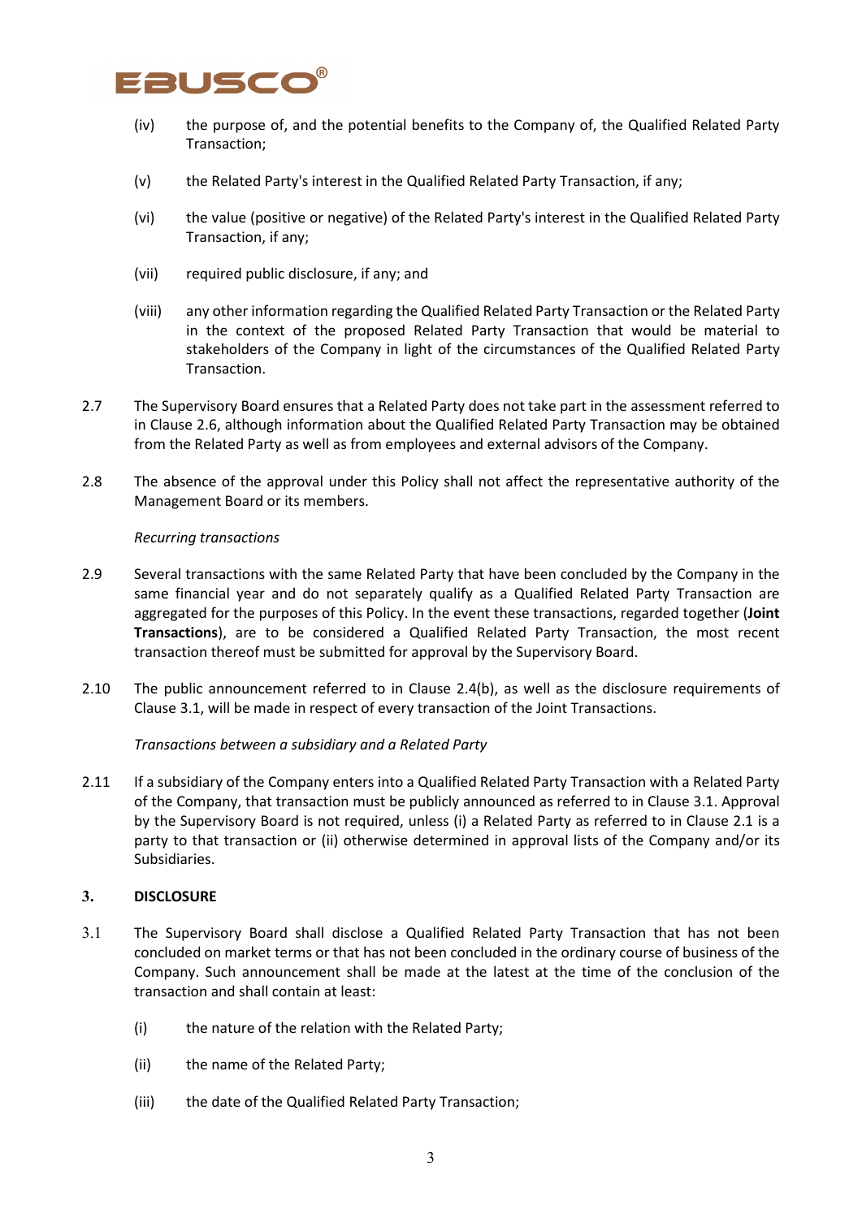(iv) the purpose of, and the potential benefits to the Company of, the Qualified Related Party Transaction;

(v) the Related Party's interest in the Qualified Related Party Transaction, if any;

(vi) the value (positive or negative) of the Related Party's interest in the Qualified Related Party Transaction, if any;

(vii) required public disclosure, if any; and

(viii) any other information regarding the Qualified Related Party Transaction or the Related Party in the context of the proposed Related Party Transaction that would be material to stakeholders of the Company in light of the circumstances of the Qualified Related Party Transaction.

2.7 The Supervisory Board ensures that a Related Party does not take part in the assessment referred to in Clause 2.6, although information about the Qualified Related Party Transaction may be obtained from the Related Party as well as from employees and external advisors of the Company.

2.8 The absence of the approval under this Policy shall not affect the representative authority of the Management Board or its members.

*Recurring transactions*

2.9 Several transactions with the same Related Party that have been concluded by the Company in the same financial year and do not separately qualify as a Qualified Related Party Transaction are aggregated for the purposes of this Policy. In the event these transactions, regarded together (**Joint Transactions**), are to be considered a Qualified Related Party Transaction, the most recent transaction thereof must be submitted for approval by the Supervisory Board.

2.10 The public announcement referred to in Clause 2.4(b), as well as the disclosure requirements of Clause 3.1, will be made in respect of every transaction of the Joint Transactions.

*Transactions between a subsidiary and a Related Party*

2.11 If a subsidiary of the Company enters into a Qualified Related Party Transaction with a Related Party of the Company, that transaction must be publicly announced as referred to in Clause 3.1. Approval by the Supervisory Board is not required, unless (i) a Related Party as referred to in Clause 2.1 is a party to that transaction or (ii) otherwise determined in approval lists of the Company and/or its Subsidiaries.

## 3. DISCLOSURE

3.1 The Supervisory Board shall disclose a Qualified Related Party Transaction that has not been concluded on market terms or that has not been concluded in the ordinary course of business of the Company. Such announcement shall be made at the latest at the time of the conclusion of the transaction and shall contain at least:

(i) the nature of the relation with the Related Party;

(ii) the name of the Related Party;

(iii) the date of the Qualified Related Party Transaction;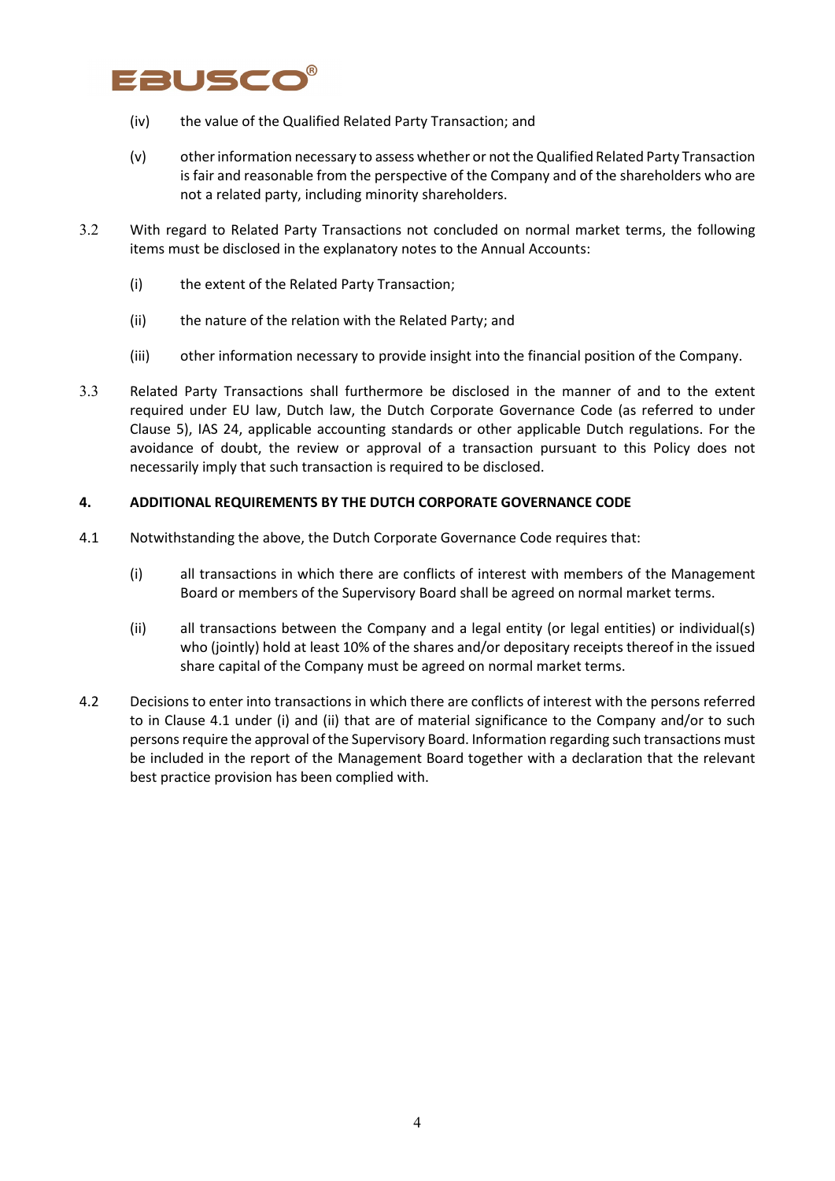(iv) the value of the Qualified Related Party Transaction; and

(v) other information necessary to assess whether or not the Qualified Related Party Transaction is fair and reasonable from the perspective of the Company and of the shareholders who are not a related party, including minority shareholders.

3.2 With regard to Related Party Transactions not concluded on normal market terms, the following items must be disclosed in the explanatory notes to the Annual Accounts:

(i) the extent of the Related Party Transaction;

(ii) the nature of the relation with the Related Party; and

(iii) other information necessary to provide insight into the financial position of the Company.

3.3 Related Party Transactions shall furthermore be disclosed in the manner of and to the extent required under EU law, Dutch law, the Dutch Corporate Governance Code (as referred to under Clause 5), IAS 24, applicable accounting standards or other applicable Dutch regulations. For the avoidance of doubt, the review or approval of a transaction pursuant to this Policy does not necessarily imply that such transaction is required to be disclosed.

## 4. ADDITIONAL REQUIREMENTS BY THE DUTCH CORPORATE GOVERNANCE CODE

4.1 Notwithstanding the above, the Dutch Corporate Governance Code requires that:

(i) all transactions in which there are conflicts of interest with members of the Management Board or members of the Supervisory Board shall be agreed on normal market terms.

(ii) all transactions between the Company and a legal entity (or legal entities) or individual(s) who (jointly) hold at least 10% of the shares and/or depositary receipts thereof in the issued share capital of the Company must be agreed on normal market terms.

4.2 Decisions to enter into transactions in which there are conflicts of interest with the persons referred to in Clause 4.1 under (i) and (ii) that are of material significance to the Company and/or to such persons require the approval of the Supervisory Board. Information regarding such transactions must be included in the report of the Management Board together with a declaration that the relevant best practice provision has been complied with.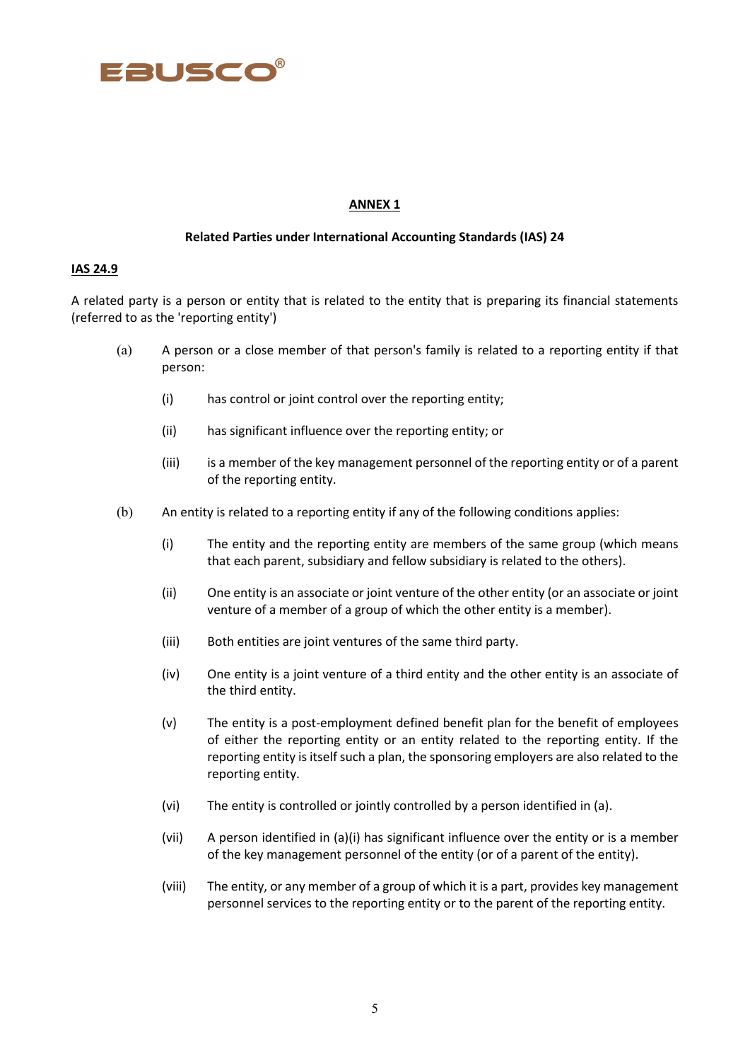## ANNEX 1

### Related Parties under International Accounting Standards (IAS) 24

**IAS 24.9**

A related party is a person or entity that is related to the entity that is preparing its financial statements (referred to as the 'reporting entity')

(a) A person or a close member of that person's family is related to a reporting entity if that person:

  (i) has control or joint control over the reporting entity;

  (ii) has significant influence over the reporting entity; or

  (iii) is a member of the key management personnel of the reporting entity or of a parent of the reporting entity.

(b) An entity is related to a reporting entity if any of the following conditions applies:

  (i) The entity and the reporting entity are members of the same group (which means that each parent, subsidiary and fellow subsidiary is related to the others).

  (ii) One entity is an associate or joint venture of the other entity (or an associate or joint venture of a member of a group of which the other entity is a member).

  (iii) Both entities are joint ventures of the same third party.

  (iv) One entity is a joint venture of a third entity and the other entity is an associate of the third entity.

  (v) The entity is a post-employment defined benefit plan for the benefit of employees of either the reporting entity or an entity related to the reporting entity. If the reporting entity is itself such a plan, the sponsoring employers are also related to the reporting entity.

  (vi) The entity is controlled or jointly controlled by a person identified in (a).

  (vii) A person identified in (a)(i) has significant influence over the entity or is a member of the key management personnel of the entity (or of a parent of the entity).

  (viii) The entity, or any member of a group of which it is a part, provides key management personnel services to the reporting entity or to the parent of the reporting entity.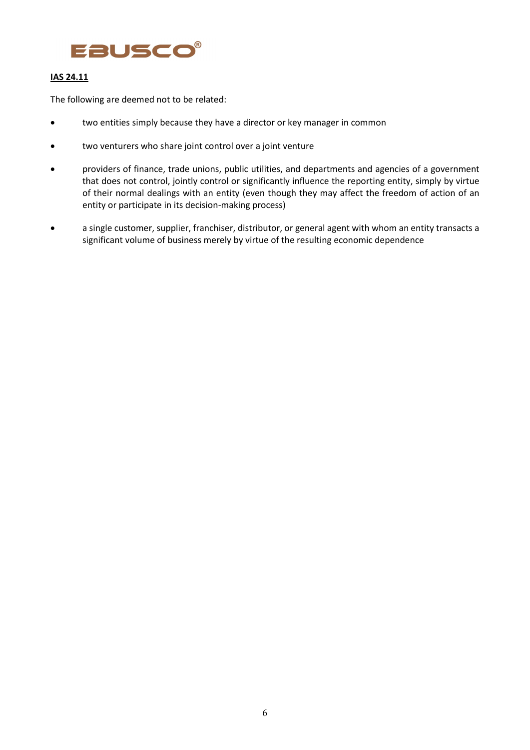**IAS 24.11**

The following are deemed not to be related:

- two entities simply because they have a director or key manager in common
- two venturers who share joint control over a joint venture
- providers of finance, trade unions, public utilities, and departments and agencies of a government that does not control, jointly control or significantly influence the reporting entity, simply by virtue of their normal dealings with an entity (even though they may affect the freedom of action of an entity or participate in its decision-making process)
- a single customer, supplier, franchiser, distributor, or general agent with whom an entity transacts a significant volume of business merely by virtue of the resulting economic dependence